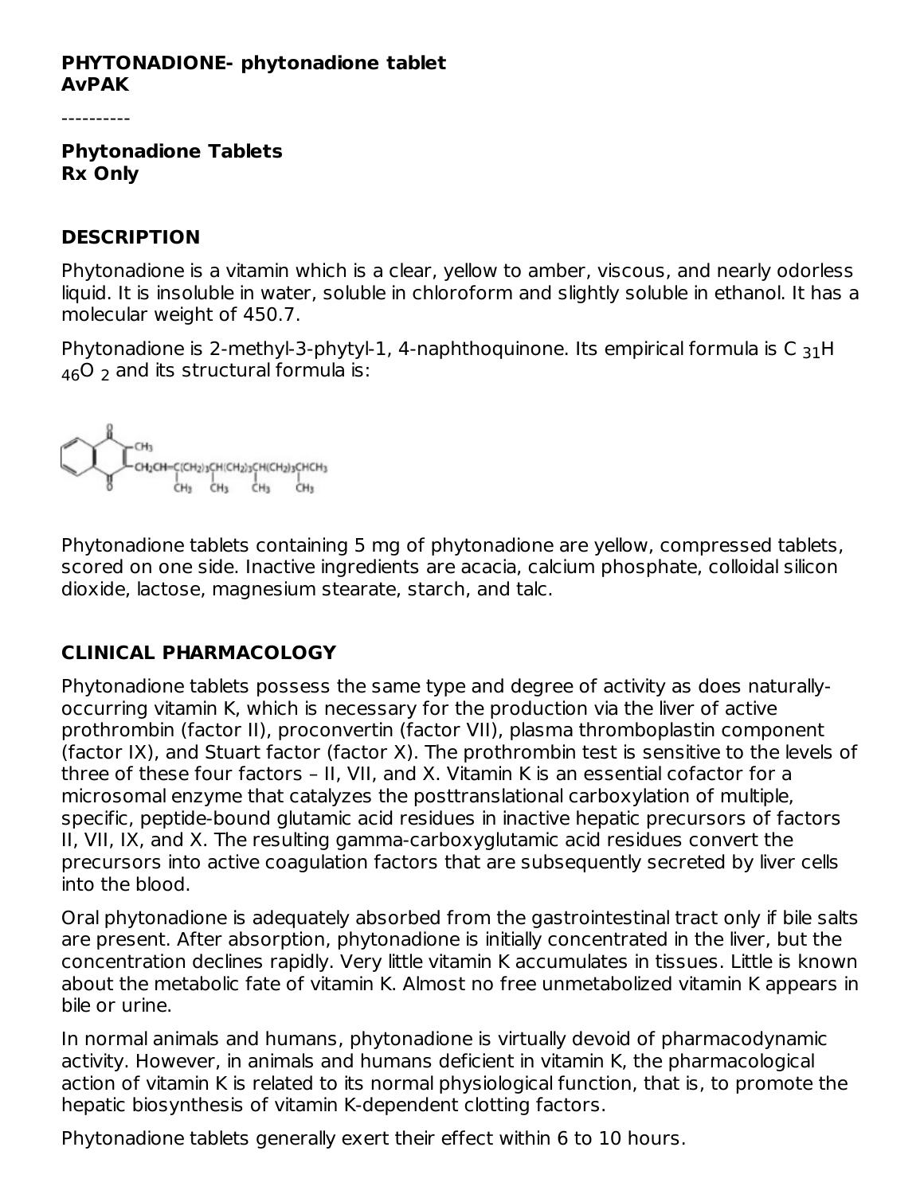**PHYTONADIONE- phytonadione tablet**
**AvPAK**

----------

**Phytonadione Tablets**
**Rx Only**

## DESCRIPTION

Phytonadione is a vitamin which is a clear, yellow to amber, viscous, and nearly odorless liquid. It is insoluble in water, soluble in chloroform and slightly soluble in ethanol. It has a molecular weight of 450.7.

Phytonadione is 2-methyl-3-phytyl-1, 4-naphthoquinone. Its empirical formula is $C_{31}H_{46}O_2$ and its structural formula is:

Phytonadione tablets containing 5 mg of phytonadione are yellow, compressed tablets, scored on one side. Inactive ingredients are acacia, calcium phosphate, colloidal silicon dioxide, lactose, magnesium stearate, starch, and talc.

## CLINICAL PHARMACOLOGY

Phytonadione tablets possess the same type and degree of activity as does naturally-occurring vitamin K, which is necessary for the production via the liver of active prothrombin (factor II), proconvertin (factor VII), plasma thromboplastin component (factor IX), and Stuart factor (factor X). The prothrombin test is sensitive to the levels of three of these four factors – II, VII, and X. Vitamin K is an essential cofactor for a microsomal enzyme that catalyzes the posttranslational carboxylation of multiple, specific, peptide-bound glutamic acid residues in inactive hepatic precursors of factors II, VII, IX, and X. The resulting gamma-carboxyglutamic acid residues convert the precursors into active coagulation factors that are subsequently secreted by liver cells into the blood.

Oral phytonadione is adequately absorbed from the gastrointestinal tract only if bile salts are present. After absorption, phytonadione is initially concentrated in the liver, but the concentration declines rapidly. Very little vitamin K accumulates in tissues. Little is known about the metabolic fate of vitamin K. Almost no free unmetabolized vitamin K appears in bile or urine.

In normal animals and humans, phytonadione is virtually devoid of pharmacodynamic activity. However, in animals and humans deficient in vitamin K, the pharmacological action of vitamin K is related to its normal physiological function, that is, to promote the hepatic biosynthesis of vitamin K-dependent clotting factors.

Phytonadione tablets generally exert their effect within 6 to 10 hours.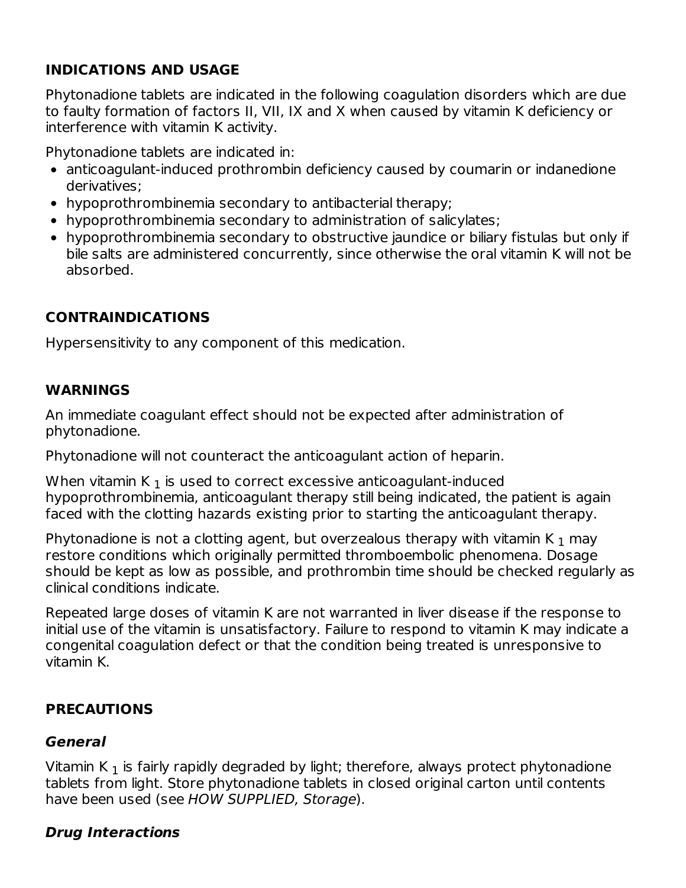## INDICATIONS AND USAGE

Phytonadione tablets are indicated in the following coagulation disorders which are due to faulty formation of factors II, VII, IX and X when caused by vitamin K deficiency or interference with vitamin K activity.

Phytonadione tablets are indicated in:

- anticoagulant-induced prothrombin deficiency caused by coumarin or indanedione derivatives;
- hypoprothrombinemia secondary to antibacterial therapy;
- hypoprothrombinemia secondary to administration of salicylates;
- hypoprothrombinemia secondary to obstructive jaundice or biliary fistulas but only if bile salts are administered concurrently, since otherwise the oral vitamin K will not be absorbed.

## CONTRAINDICATIONS

Hypersensitivity to any component of this medication.

## WARNINGS

An immediate coagulant effect should not be expected after administration of phytonadione.

Phytonadione will not counteract the anticoagulant action of heparin.

When vitamin $K_1$ is used to correct excessive anticoagulant-induced hypoprothrombinemia, anticoagulant therapy still being indicated, the patient is again faced with the clotting hazards existing prior to starting the anticoagulant therapy.

Phytonadione is not a clotting agent, but overzealous therapy with vitamin $K_1$ may restore conditions which originally permitted thromboembolic phenomena. Dosage should be kept as low as possible, and prothrombin time should be checked regularly as clinical conditions indicate.

Repeated large doses of vitamin K are not warranted in liver disease if the response to initial use of the vitamin is unsatisfactory. Failure to respond to vitamin K may indicate a congenital coagulation defect or that the condition being treated is unresponsive to vitamin K.

## PRECAUTIONS

### *General*

Vitamin $K_1$ is fairly rapidly degraded by light; therefore, always protect phytonadione tablets from light. Store phytonadione tablets in closed original carton until contents have been used (see *HOW SUPPLIED, Storage*).

### *Drug Interactions*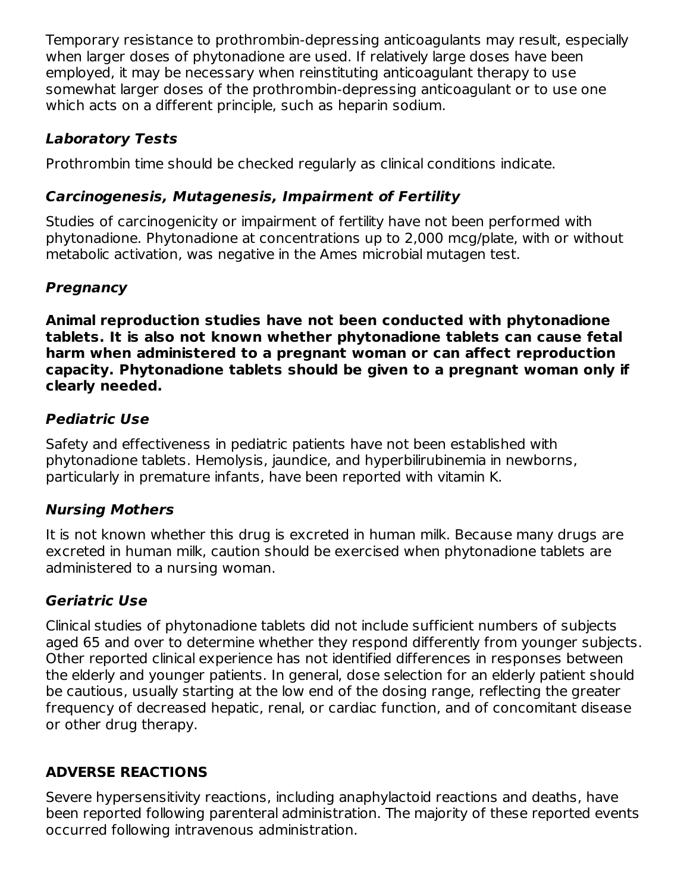Temporary resistance to prothrombin-depressing anticoagulants may result, especially when larger doses of phytonadione are used. If relatively large doses have been employed, it may be necessary when reinstituting anticoagulant therapy to use somewhat larger doses of the prothrombin-depressing anticoagulant or to use one which acts on a different principle, such as heparin sodium.

### *Laboratory Tests*

Prothrombin time should be checked regularly as clinical conditions indicate.

### *Carcinogenesis, Mutagenesis, Impairment of Fertility*

Studies of carcinogenicity or impairment of fertility have not been performed with phytonadione. Phytonadione at concentrations up to 2,000 mcg/plate, with or without metabolic activation, was negative in the Ames microbial mutagen test.

### *Pregnancy*

**Animal reproduction studies have not been conducted with phytonadione tablets. It is also not known whether phytonadione tablets can cause fetal harm when administered to a pregnant woman or can affect reproduction capacity. Phytonadione tablets should be given to a pregnant woman only if clearly needed.**

### *Pediatric Use*

Safety and effectiveness in pediatric patients have not been established with phytonadione tablets. Hemolysis, jaundice, and hyperbilirubinemia in newborns, particularly in premature infants, have been reported with vitamin K.

### *Nursing Mothers*

It is not known whether this drug is excreted in human milk. Because many drugs are excreted in human milk, caution should be exercised when phytonadione tablets are administered to a nursing woman.

### *Geriatric Use*

Clinical studies of phytonadione tablets did not include sufficient numbers of subjects aged 65 and over to determine whether they respond differently from younger subjects. Other reported clinical experience has not identified differences in responses between the elderly and younger patients. In general, dose selection for an elderly patient should be cautious, usually starting at the low end of the dosing range, reflecting the greater frequency of decreased hepatic, renal, or cardiac function, and of concomitant disease or other drug therapy.

## ADVERSE REACTIONS

Severe hypersensitivity reactions, including anaphylactoid reactions and deaths, have been reported following parenteral administration. The majority of these reported events occurred following intravenous administration.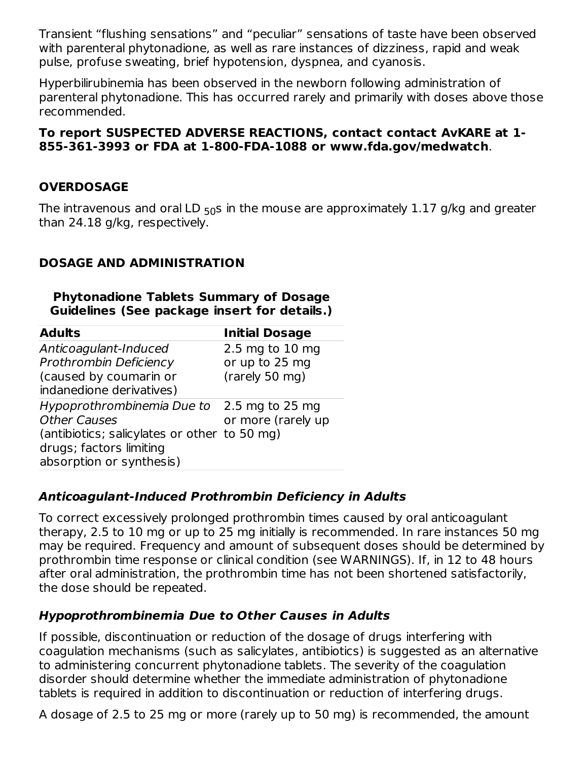Transient “flushing sensations” and “peculiar” sensations of taste have been observed with parenteral phytonadione, as well as rare instances of dizziness, rapid and weak pulse, profuse sweating, brief hypotension, dyspnea, and cyanosis.

Hyperbilirubinemia has been observed in the newborn following administration of parenteral phytonadione. This has occurred rarely and primarily with doses above those recommended.

**To report SUSPECTED ADVERSE REACTIONS, contact contact AvKARE at 1-855-361-3993 or FDA at 1-800-FDA-1088 or www.fda.gov/medwatch**.

## OVERDOSAGE

The intravenous and oral $LD_{50}$s in the mouse are approximately 1.17 g/kg and greater than 24.18 g/kg, respectively.

## DOSAGE AND ADMINISTRATION

**Phytonadione Tablets Summary of Dosage Guidelines (See package insert for details.)**

| Adults | Initial Dosage |
|---|---|
| *Anticoagulant-Induced Prothrombin Deficiency* (caused by coumarin or indanedione derivatives) | 2.5 mg to 10 mg or up to 25 mg (rarely 50 mg) |
| *Hypoprothrombinemia Due to Other Causes* (antibiotics; salicylates or other drugs; factors limiting absorption or synthesis) | 2.5 mg to 25 mg or more (rarely up to 50 mg) |

### *Anticoagulant-Induced Prothrombin Deficiency in Adults*

To correct excessively prolonged prothrombin times caused by oral anticoagulant therapy, 2.5 to 10 mg or up to 25 mg initially is recommended. In rare instances 50 mg may be required. Frequency and amount of subsequent doses should be determined by prothrombin time response or clinical condition (see WARNINGS). If, in 12 to 48 hours after oral administration, the prothrombin time has not been shortened satisfactorily, the dose should be repeated.

### *Hypoprothrombinemia Due to Other Causes in Adults*

If possible, discontinuation or reduction of the dosage of drugs interfering with coagulation mechanisms (such as salicylates, antibiotics) is suggested as an alternative to administering concurrent phytonadione tablets. The severity of the coagulation disorder should determine whether the immediate administration of phytonadione tablets is required in addition to discontinuation or reduction of interfering drugs.

A dosage of 2.5 to 25 mg or more (rarely up to 50 mg) is recommended, the amount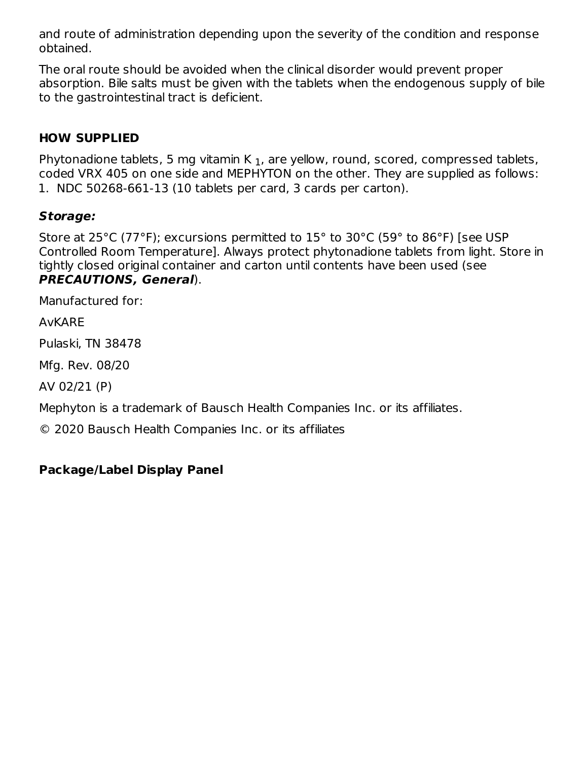and route of administration depending upon the severity of the condition and response obtained.

The oral route should be avoided when the clinical disorder would prevent proper absorption. Bile salts must be given with the tablets when the endogenous supply of bile to the gastrointestinal tract is deficient.

## HOW SUPPLIED

Phytonadione tablets, 5 mg vitamin K $_1$, are yellow, round, scored, compressed tablets, coded VRX 405 on one side and MEPHYTON on the other. They are supplied as follows:

1. NDC 50268-661-13 (10 tablets per card, 3 cards per carton).

### ***Storage:***

Store at 25°C (77°F); excursions permitted to 15° to 30°C (59° to 86°F) [see USP Controlled Room Temperature]. Always protect phytonadione tablets from light. Store in tightly closed original container and carton until contents have been used (see ***PRECAUTIONS, General***).

Manufactured for:

AvKARE

Pulaski, TN 38478

Mfg. Rev. 08/20

AV 02/21 (P)

Mephyton is a trademark of Bausch Health Companies Inc. or its affiliates.

© 2020 Bausch Health Companies Inc. or its affiliates

## Package/Label Display Panel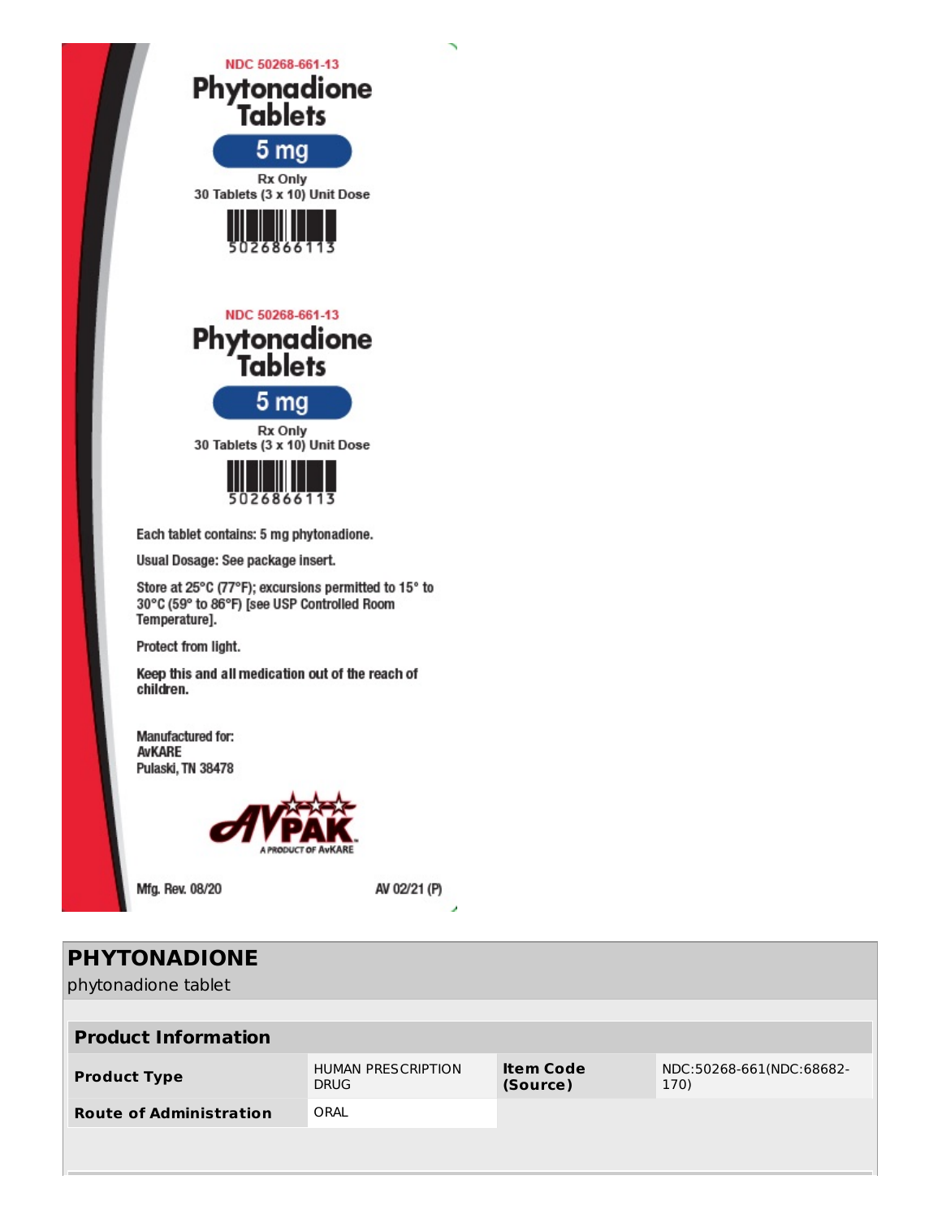NDC 50268-661-13

**Phytonadione Tablets**

**5 mg**

Rx Only

30 Tablets (3 x 10) Unit Dose

5026866113

NDC 50268-661-13

**Phytonadione Tablets**

**5 mg**

Rx Only

30 Tablets (3 x 10) Unit Dose

5026866113

Each tablet contains: 5 mg phytonadione.

Usual Dosage: See package insert.

Store at 25°C (77°F); excursions permitted to 15° to 30°C (59° to 86°F) [see USP Controlled Room Temperature].

Protect from light.

Keep this and all medication out of the reach of children.

Manufactured for:
AvKARE
Pulaski, TN 38478

AVPAK
A PRODUCT OF AvKARE

Mfg. Rev. 08/20

AV 02/21 (P)

## PHYTONADIONE

phytonadione tablet

| **Product Information** | | | |
|---|---|---|---|
| **Product Type** | HUMAN PRESCRIPTION DRUG | **Item Code (Source)** | NDC:50268-661(NDC:68682-170) |
| **Route of Administration** | ORAL | | |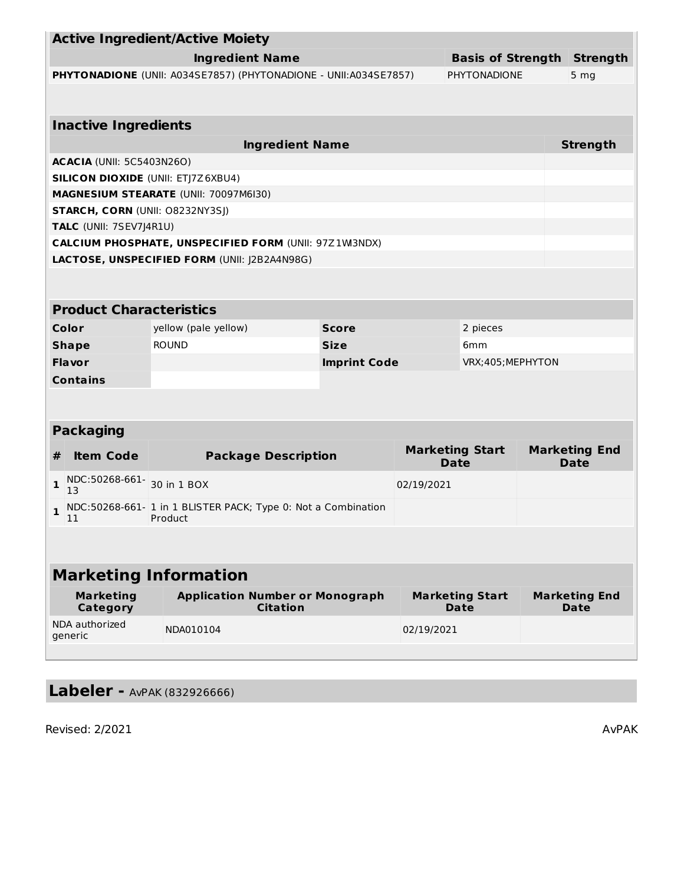| Active Ingredient/Active Moiety | | |
|---|---|---|
| **Ingredient Name** | **Basis of Strength** | **Strength** |
| **PHYTONADIONE** (UNII: A034SE7857) (PHYTONADIONE - UNII:A034SE7857) | PHYTONADIONE | 5 mg |

| Inactive Ingredients | |
|---|---|
| **Ingredient Name** | **Strength** |
| **ACACIA** (UNII: 5C5403N26O) | |
| **SILICON DIOXIDE** (UNII: ETJ7Z6XBU4) | |
| **MAGNESIUM STEARATE** (UNII: 70097M6I30) | |
| **STARCH, CORN** (UNII: O8232NY3SJ) | |
| **TALC** (UNII: 7SEV7J4R1U) | |
| **CALCIUM PHOSPHATE, UNSPECIFIED FORM** (UNII: 97Z1WI3NDX) | |
| **LACTOSE, UNSPECIFIED FORM** (UNII: J2B2A4N98G) | |

| Product Characteristics | | | |
|---|---|---|---|
| **Color** | yellow (pale yellow) | **Score** | 2 pieces |
| **Shape** | ROUND | **Size** | 6mm |
| **Flavor** | | **Imprint Code** | VRX;405;MEPHYTON |
| **Contains** | | | |

| Packaging | | | | |
|---|---|---|---|---|
| **#** | **Item Code** | **Package Description** | **Marketing Start Date** | **Marketing End Date** |
| 1 | NDC:50268-661-13 | 30 in 1 BOX | 02/19/2021 | |
| 1 | NDC:50268-661-11 | 1 in 1 BLISTER PACK; Type 0: Not a Combination Product | | |

| Marketing Information | | | |
|---|---|---|---|
| **Marketing Category** | **Application Number or Monograph Citation** | **Marketing Start Date** | **Marketing End Date** |
| NDA authorized generic | NDA010104 | 02/19/2021 | |

## Labeler - AvPAK (832926666)

Revised: 2/2021

AvPAK